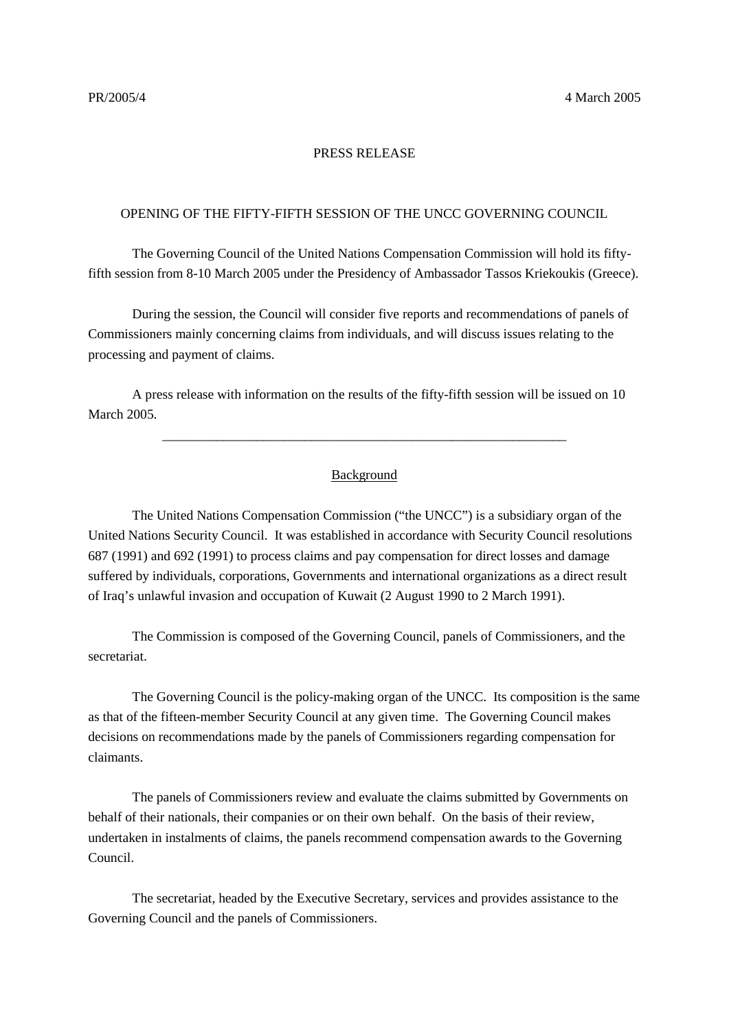PR/2005/4 4 March 2005

PRESS RELEASE

# OPENING OF THE FIFTY-FIFTH SESSION OF THE UNCC GOVERNING COUNCIL

The Governing Council of the United Nations Compensation Commission will hold its fifty-fifth session from 8-10 March 2005 under the Presidency of Ambassador Tassos Kriekoukis (Greece).

During the session, the Council will consider five reports and recommendations of panels of Commissioners mainly concerning claims from individuals, and will discuss issues relating to the processing and payment of claims.

A press release with information on the results of the fifty-fifth session will be issued on 10 March 2005.

---

## Background

The United Nations Compensation Commission ("the UNCC") is a subsidiary organ of the United Nations Security Council. It was established in accordance with Security Council resolutions 687 (1991) and 692 (1991) to process claims and pay compensation for direct losses and damage suffered by individuals, corporations, Governments and international organizations as a direct result of Iraq's unlawful invasion and occupation of Kuwait (2 August 1990 to 2 March 1991).

The Commission is composed of the Governing Council, panels of Commissioners, and the secretariat.

The Governing Council is the policy-making organ of the UNCC. Its composition is the same as that of the fifteen-member Security Council at any given time. The Governing Council makes decisions on recommendations made by the panels of Commissioners regarding compensation for claimants.

The panels of Commissioners review and evaluate the claims submitted by Governments on behalf of their nationals, their companies or on their own behalf. On the basis of their review, undertaken in instalments of claims, the panels recommend compensation awards to the Governing Council.

The secretariat, headed by the Executive Secretary, services and provides assistance to the Governing Council and the panels of Commissioners.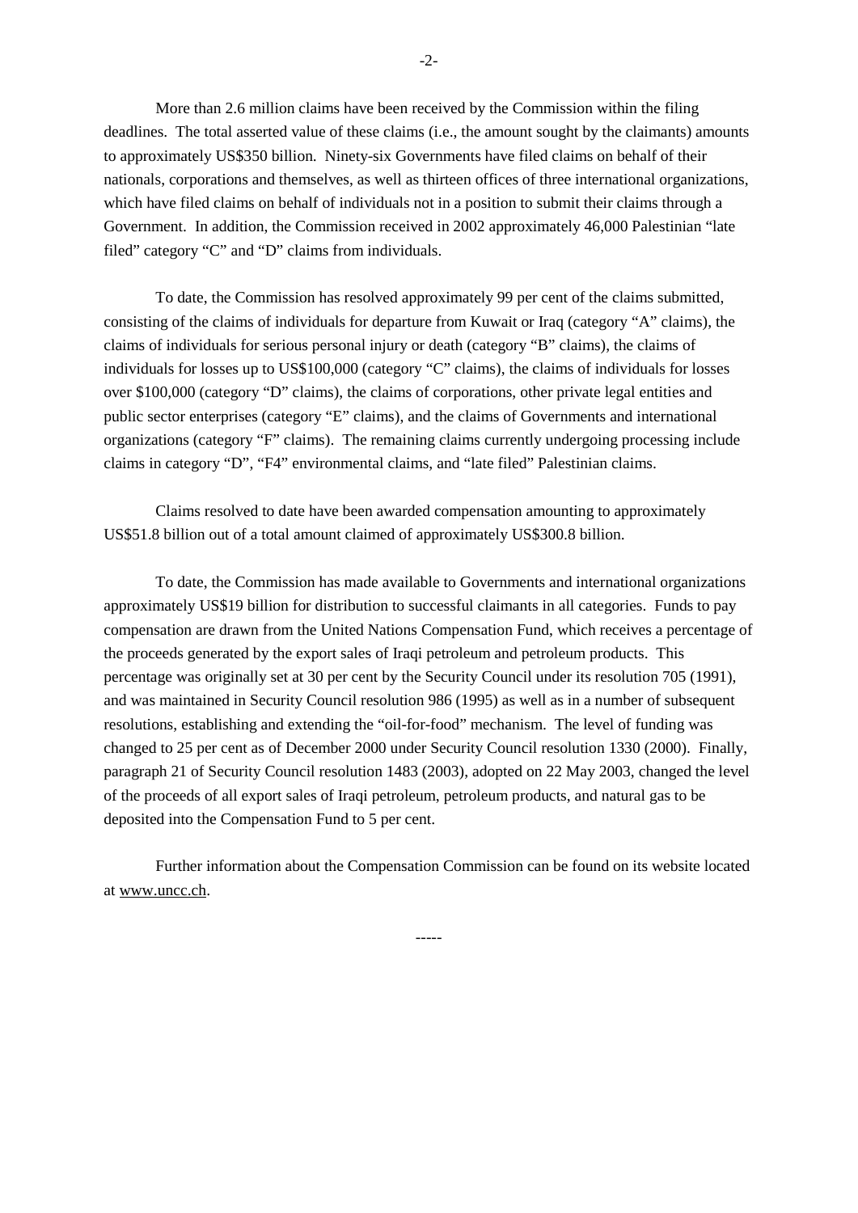More than 2.6 million claims have been received by the Commission within the filing deadlines. The total asserted value of these claims (i.e., the amount sought by the claimants) amounts to approximately US$350 billion. Ninety-six Governments have filed claims on behalf of their nationals, corporations and themselves, as well as thirteen offices of three international organizations, which have filed claims on behalf of individuals not in a position to submit their claims through a Government. In addition, the Commission received in 2002 approximately 46,000 Palestinian "late filed" category "C" and "D" claims from individuals.

To date, the Commission has resolved approximately 99 per cent of the claims submitted, consisting of the claims of individuals for departure from Kuwait or Iraq (category "A" claims), the claims of individuals for serious personal injury or death (category "B" claims), the claims of individuals for losses up to US$100,000 (category "C" claims), the claims of individuals for losses over $100,000 (category "D" claims), the claims of corporations, other private legal entities and public sector enterprises (category "E" claims), and the claims of Governments and international organizations (category "F" claims). The remaining claims currently undergoing processing include claims in category "D", "F4" environmental claims, and "late filed" Palestinian claims.

Claims resolved to date have been awarded compensation amounting to approximately US$51.8 billion out of a total amount claimed of approximately US$300.8 billion.

To date, the Commission has made available to Governments and international organizations approximately US$19 billion for distribution to successful claimants in all categories. Funds to pay compensation are drawn from the United Nations Compensation Fund, which receives a percentage of the proceeds generated by the export sales of Iraqi petroleum and petroleum products. This percentage was originally set at 30 per cent by the Security Council under its resolution 705 (1991), and was maintained in Security Council resolution 986 (1995) as well as in a number of subsequent resolutions, establishing and extending the "oil-for-food" mechanism. The level of funding was changed to 25 per cent as of December 2000 under Security Council resolution 1330 (2000). Finally, paragraph 21 of Security Council resolution 1483 (2003), adopted on 22 May 2003, changed the level of the proceeds of all export sales of Iraqi petroleum, petroleum products, and natural gas to be deposited into the Compensation Fund to 5 per cent.

Further information about the Compensation Commission can be found on its website located at www.uncc.ch.

-----